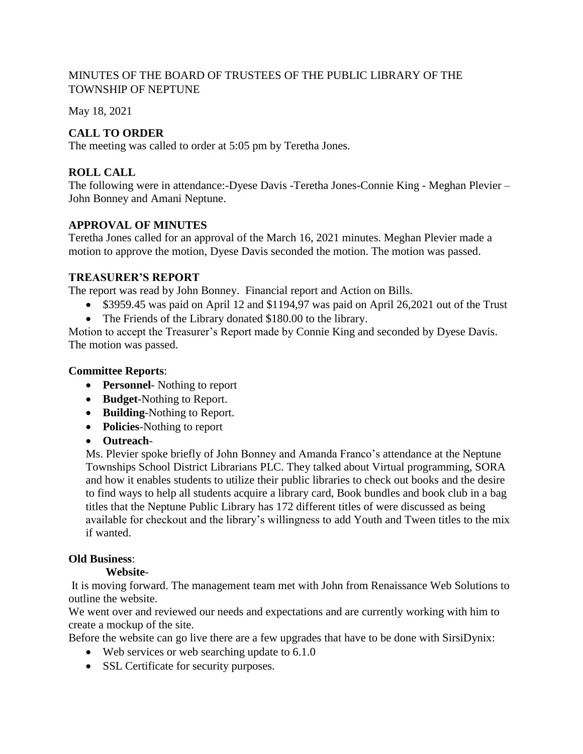MINUTES OF THE BOARD OF TRUSTEES OF THE PUBLIC LIBRARY OF THE TOWNSHIP OF NEPTUNE

May 18, 2021

## CALL TO ORDER

The meeting was called to order at 5:05 pm by Teretha Jones.

## ROLL CALL

The following were in attendance:-Dyese Davis -Teretha Jones-Connie King - Meghan Plevier – John Bonney and Amani Neptune.

## APPROVAL OF MINUTES

Teretha Jones called for an approval of the March 16, 2021 minutes. Meghan Plevier made a motion to approve the motion, Dyese Davis seconded the motion. The motion was passed.

## TREASURER'S REPORT

The report was read by John Bonney. Financial report and Action on Bills.

- $3959.45 was paid on April 12 and $1194,97 was paid on April 26,2021 out of the Trust
- The Friends of the Library donated $180.00 to the library.

Motion to accept the Treasurer's Report made by Connie King and seconded by Dyese Davis. The motion was passed.

**Committee Reports**:

- **Personnel**- Nothing to report
- **Budget**-Nothing to Report.
- **Building**-Nothing to Report.
- **Policies**-Nothing to report
- **Outreach**-

Ms. Plevier spoke briefly of John Bonney and Amanda Franco's attendance at the Neptune Townships School District Librarians PLC. They talked about Virtual programming, SORA and how it enables students to utilize their public libraries to check out books and the desire to find ways to help all students acquire a library card, Book bundles and book club in a bag titles that the Neptune Public Library has 172 different titles of were discussed as being available for checkout and the library's willingness to add Youth and Tween titles to the mix if wanted.

**Old Business**:

**Website**-

It is moving forward. The management team met with John from Renaissance Web Solutions to outline the website.

We went over and reviewed our needs and expectations and are currently working with him to create a mockup of the site.

Before the website can go live there are a few upgrades that have to be done with SirsiDynix:

- Web services or web searching update to 6.1.0
- SSL Certificate for security purposes.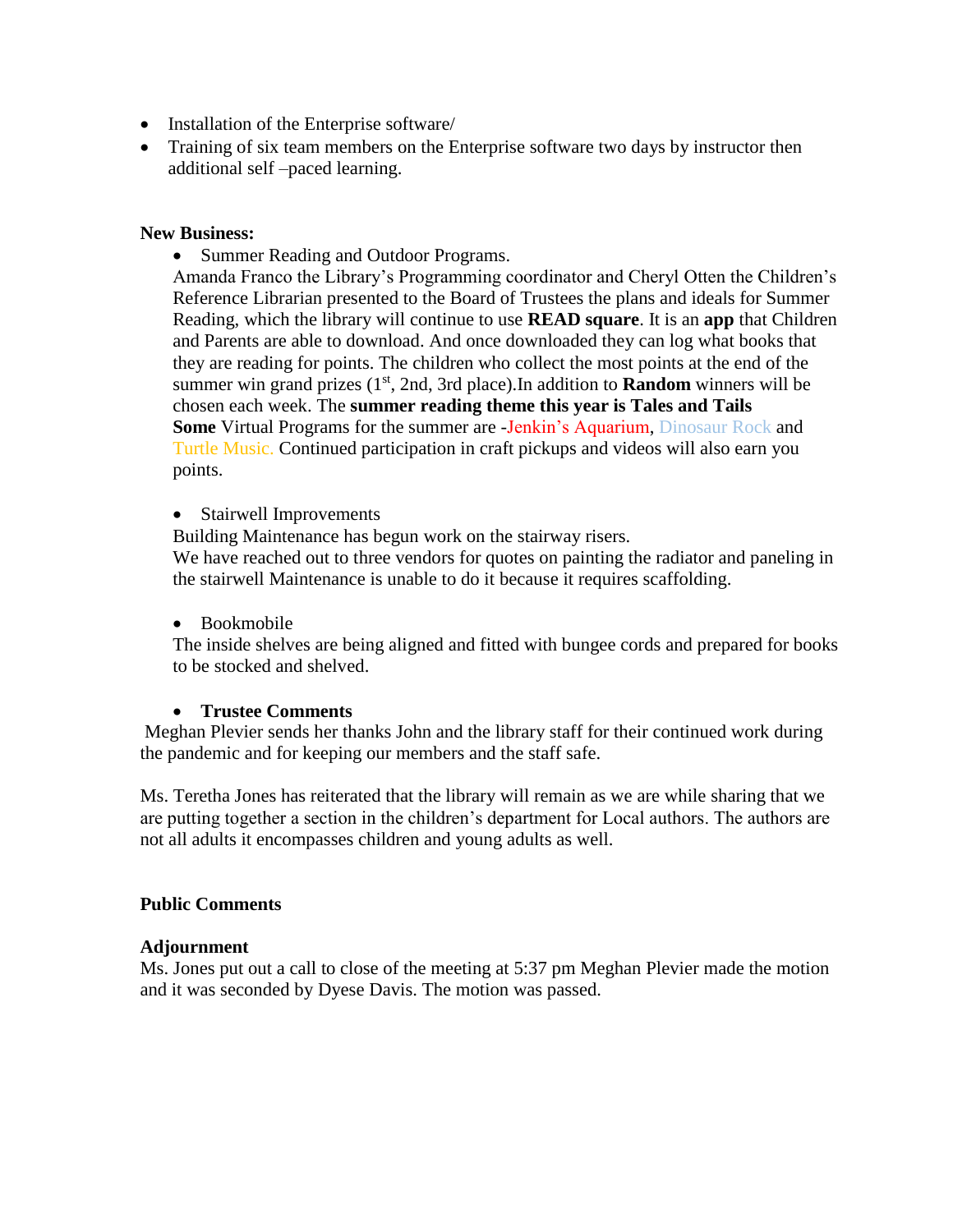- Installation of the Enterprise software/
- Training of six team members on the Enterprise software two days by instructor then additional self –paced learning.

**New Business:**

- Summer Reading and Outdoor Programs.

Amanda Franco the Library's Programming coordinator and Cheryl Otten the Children's Reference Librarian presented to the Board of Trustees the plans and ideals for Summer Reading, which the library will continue to use **READ square**. It is an **app** that Children and Parents are able to download. And once downloaded they can log what books that they are reading for points. The children who collect the most points at the end of the summer win grand prizes (1st, 2nd, 3rd place).In addition to **Random** winners will be chosen each week. The **summer reading theme this year is Tales and Tails**
**Some** Virtual Programs for the summer are -Jenkin's Aquarium, Dinosaur Rock and Turtle Music. Continued participation in craft pickups and videos will also earn you points.

- Stairwell Improvements

Building Maintenance has begun work on the stairway risers.
We have reached out to three vendors for quotes on painting the radiator and paneling in the stairwell Maintenance is unable to do it because it requires scaffolding.

- Bookmobile

The inside shelves are being aligned and fitted with bungee cords and prepared for books to be stocked and shelved.

- **Trustee Comments**

Meghan Plevier sends her thanks John and the library staff for their continued work during the pandemic and for keeping our members and the staff safe.

Ms. Teretha Jones has reiterated that the library will remain as we are while sharing that we are putting together a section in the children's department for Local authors. The authors are not all adults it encompasses children and young adults as well.

**Public Comments**

**Adjournment**
Ms. Jones put out a call to close of the meeting at 5:37 pm Meghan Plevier made the motion and it was seconded by Dyese Davis. The motion was passed.